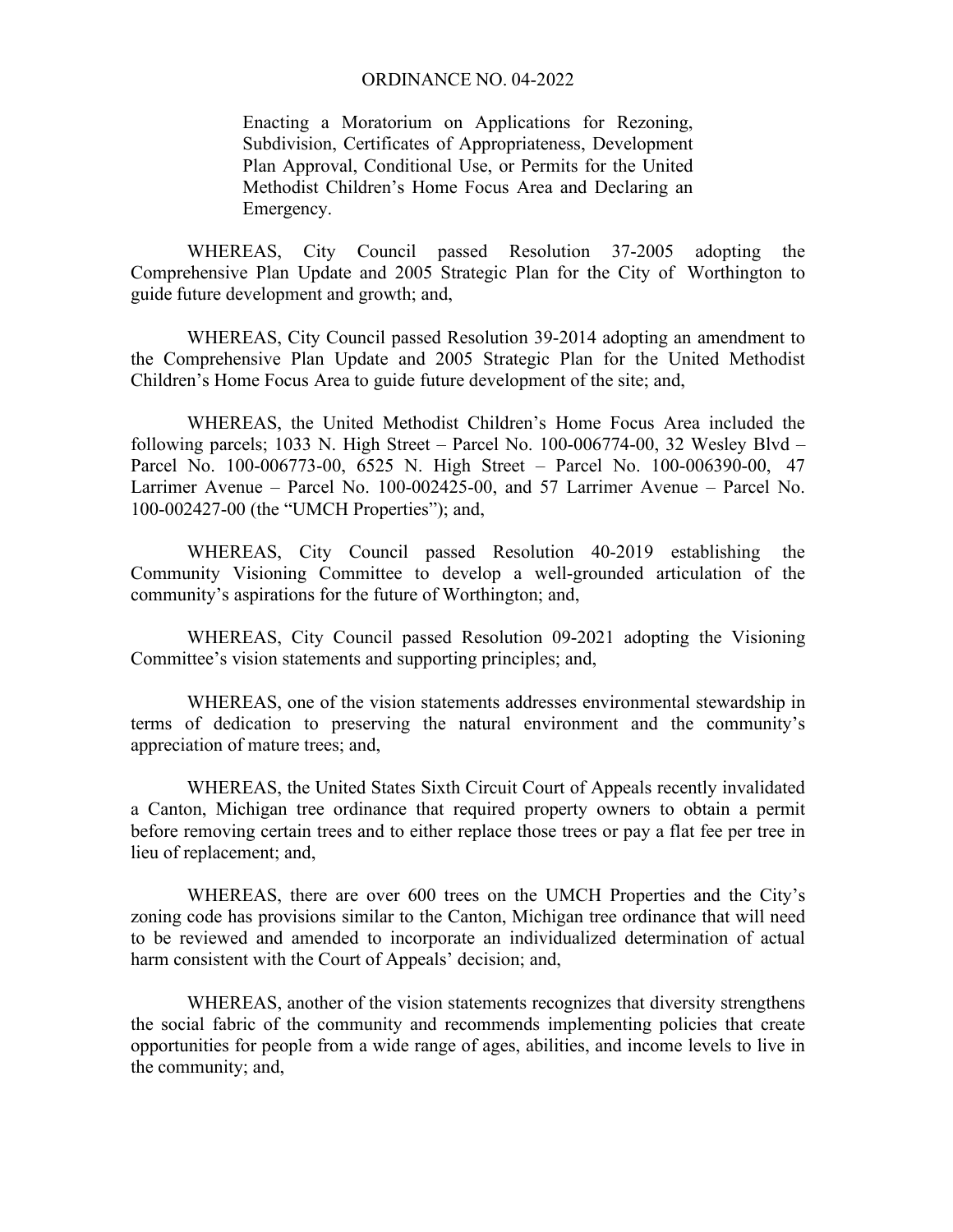# ORDINANCE NO. 04-2022

Enacting a Moratorium on Applications for Rezoning, Subdivision, Certificates of Appropriateness, Development Plan Approval, Conditional Use, or Permits for the United Methodist Children's Home Focus Area and Declaring an Emergency.

WHEREAS, City Council passed Resolution 37-2005 adopting the Comprehensive Plan Update and 2005 Strategic Plan for the City of Worthington to guide future development and growth; and,

WHEREAS, City Council passed Resolution 39-2014 adopting an amendment to the Comprehensive Plan Update and 2005 Strategic Plan for the United Methodist Children's Home Focus Area to guide future development of the site; and,

WHEREAS, the United Methodist Children's Home Focus Area included the following parcels; 1033 N. High Street – Parcel No. 100-006774-00, 32 Wesley Blvd – Parcel No. 100-006773-00, 6525 N. High Street – Parcel No. 100-006390-00, 47 Larrimer Avenue – Parcel No. 100-002425-00, and 57 Larrimer Avenue – Parcel No. 100-002427-00 (the "UMCH Properties"); and,

WHEREAS, City Council passed Resolution 40-2019 establishing the Community Visioning Committee to develop a well-grounded articulation of the community's aspirations for the future of Worthington; and,

WHEREAS, City Council passed Resolution 09-2021 adopting the Visioning Committee's vision statements and supporting principles; and,

WHEREAS, one of the vision statements addresses environmental stewardship in terms of dedication to preserving the natural environment and the community's appreciation of mature trees; and,

WHEREAS, the United States Sixth Circuit Court of Appeals recently invalidated a Canton, Michigan tree ordinance that required property owners to obtain a permit before removing certain trees and to either replace those trees or pay a flat fee per tree in lieu of replacement; and,

WHEREAS, there are over 600 trees on the UMCH Properties and the City's zoning code has provisions similar to the Canton, Michigan tree ordinance that will need to be reviewed and amended to incorporate an individualized determination of actual harm consistent with the Court of Appeals' decision; and,

WHEREAS, another of the vision statements recognizes that diversity strengthens the social fabric of the community and recommends implementing policies that create opportunities for people from a wide range of ages, abilities, and income levels to live in the community; and,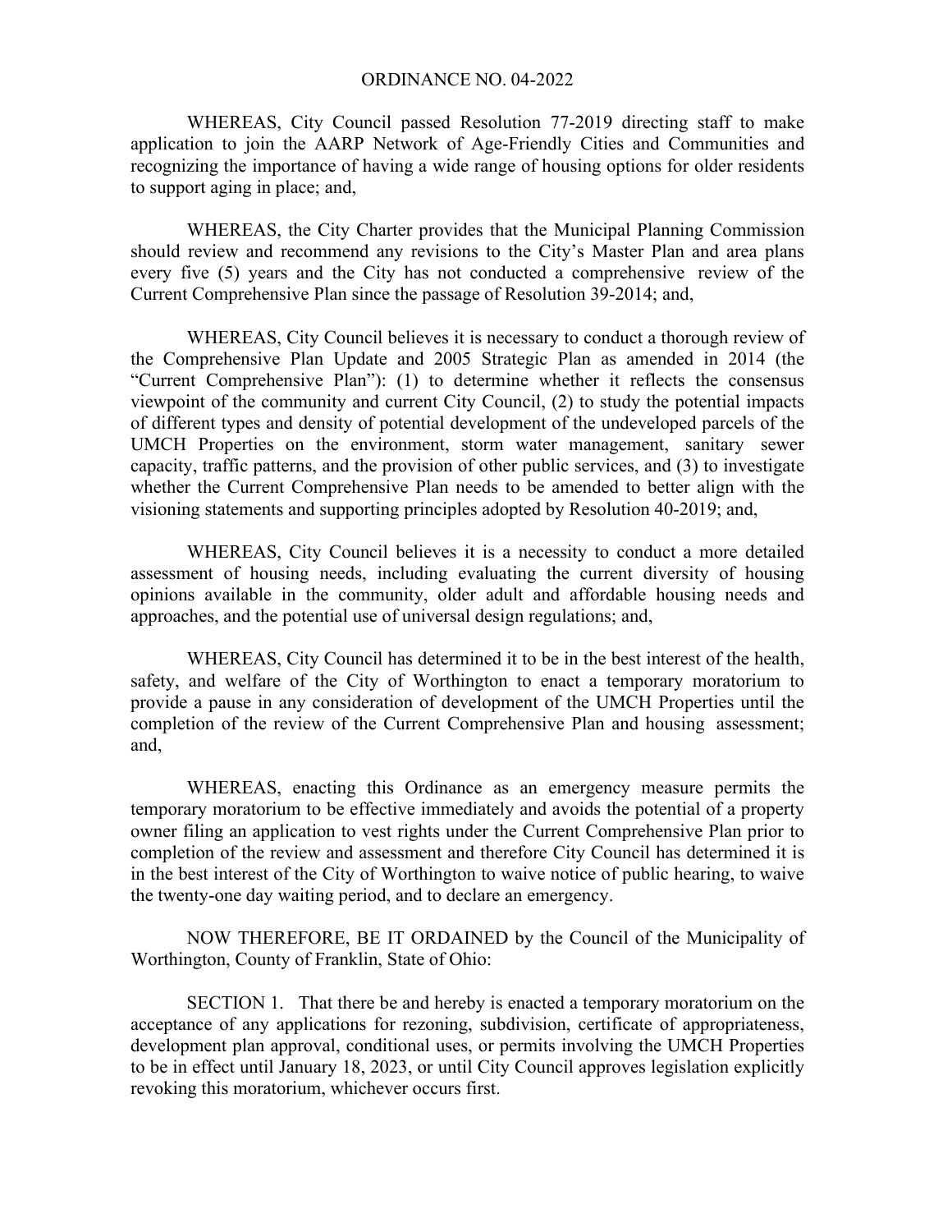ORDINANCE NO. 04-2022

WHEREAS, City Council passed Resolution 77-2019 directing staff to make application to join the AARP Network of Age-Friendly Cities and Communities and recognizing the importance of having a wide range of housing options for older residents to support aging in place; and,

WHEREAS, the City Charter provides that the Municipal Planning Commission should review and recommend any revisions to the City's Master Plan and area plans every five (5) years and the City has not conducted a comprehensive review of the Current Comprehensive Plan since the passage of Resolution 39-2014; and,

WHEREAS, City Council believes it is necessary to conduct a thorough review of the Comprehensive Plan Update and 2005 Strategic Plan as amended in 2014 (the "Current Comprehensive Plan"): (1) to determine whether it reflects the consensus viewpoint of the community and current City Council, (2) to study the potential impacts of different types and density of potential development of the undeveloped parcels of the UMCH Properties on the environment, storm water management, sanitary sewer capacity, traffic patterns, and the provision of other public services, and (3) to investigate whether the Current Comprehensive Plan needs to be amended to better align with the visioning statements and supporting principles adopted by Resolution 40-2019; and,

WHEREAS, City Council believes it is a necessity to conduct a more detailed assessment of housing needs, including evaluating the current diversity of housing opinions available in the community, older adult and affordable housing needs and approaches, and the potential use of universal design regulations; and,

WHEREAS, City Council has determined it to be in the best interest of the health, safety, and welfare of the City of Worthington to enact a temporary moratorium to provide a pause in any consideration of development of the UMCH Properties until the completion of the review of the Current Comprehensive Plan and housing assessment; and,

WHEREAS, enacting this Ordinance as an emergency measure permits the temporary moratorium to be effective immediately and avoids the potential of a property owner filing an application to vest rights under the Current Comprehensive Plan prior to completion of the review and assessment and therefore City Council has determined it is in the best interest of the City of Worthington to waive notice of public hearing, to waive the twenty-one day waiting period, and to declare an emergency.

NOW THEREFORE, BE IT ORDAINED by the Council of the Municipality of Worthington, County of Franklin, State of Ohio:

SECTION 1. That there be and hereby is enacted a temporary moratorium on the acceptance of any applications for rezoning, subdivision, certificate of appropriateness, development plan approval, conditional uses, or permits involving the UMCH Properties to be in effect until January 18, 2023, or until City Council approves legislation explicitly revoking this moratorium, whichever occurs first.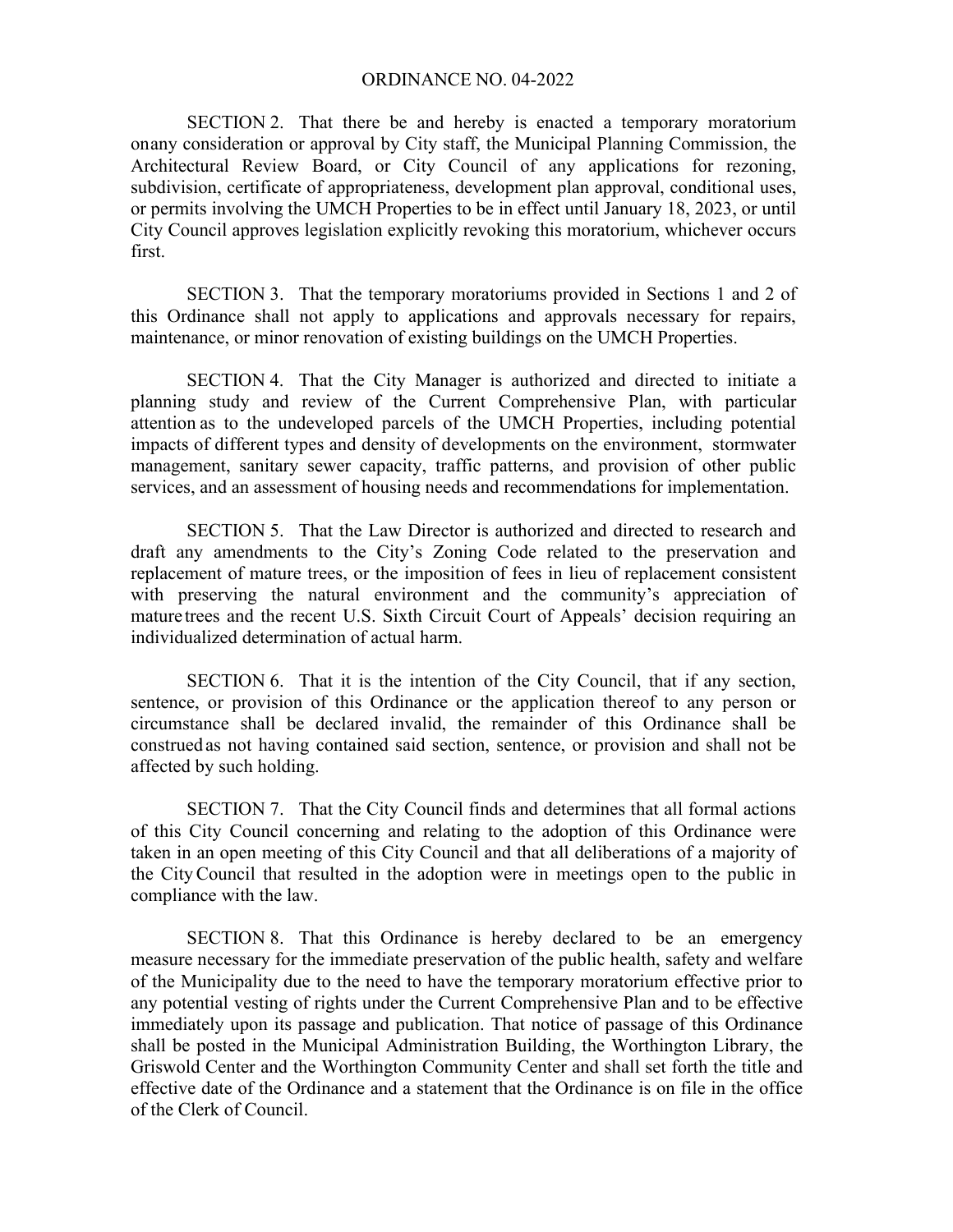ORDINANCE NO. 04-2022

SECTION 2. That there be and hereby is enacted a temporary moratorium onany consideration or approval by City staff, the Municipal Planning Commission, the Architectural Review Board, or City Council of any applications for rezoning, subdivision, certificate of appropriateness, development plan approval, conditional uses, or permits involving the UMCH Properties to be in effect until January 18, 2023, or until City Council approves legislation explicitly revoking this moratorium, whichever occurs first.

SECTION 3. That the temporary moratoriums provided in Sections 1 and 2 of this Ordinance shall not apply to applications and approvals necessary for repairs, maintenance, or minor renovation of existing buildings on the UMCH Properties.

SECTION 4. That the City Manager is authorized and directed to initiate a planning study and review of the Current Comprehensive Plan, with particular attention as to the undeveloped parcels of the UMCH Properties, including potential impacts of different types and density of developments on the environment, stormwater management, sanitary sewer capacity, traffic patterns, and provision of other public services, and an assessment of housing needs and recommendations for implementation.

SECTION 5. That the Law Director is authorized and directed to research and draft any amendments to the City's Zoning Code related to the preservation and replacement of mature trees, or the imposition of fees in lieu of replacement consistent with preserving the natural environment and the community's appreciation of mature trees and the recent U.S. Sixth Circuit Court of Appeals' decision requiring an individualized determination of actual harm.

SECTION 6. That it is the intention of the City Council, that if any section, sentence, or provision of this Ordinance or the application thereof to any person or circumstance shall be declared invalid, the remainder of this Ordinance shall be construed as not having contained said section, sentence, or provision and shall not be affected by such holding.

SECTION 7. That the City Council finds and determines that all formal actions of this City Council concerning and relating to the adoption of this Ordinance were taken in an open meeting of this City Council and that all deliberations of a majority of the City Council that resulted in the adoption were in meetings open to the public in compliance with the law.

SECTION 8. That this Ordinance is hereby declared to be an emergency measure necessary for the immediate preservation of the public health, safety and welfare of the Municipality due to the need to have the temporary moratorium effective prior to any potential vesting of rights under the Current Comprehensive Plan and to be effective immediately upon its passage and publication. That notice of passage of this Ordinance shall be posted in the Municipal Administration Building, the Worthington Library, the Griswold Center and the Worthington Community Center and shall set forth the title and effective date of the Ordinance and a statement that the Ordinance is on file in the office of the Clerk of Council.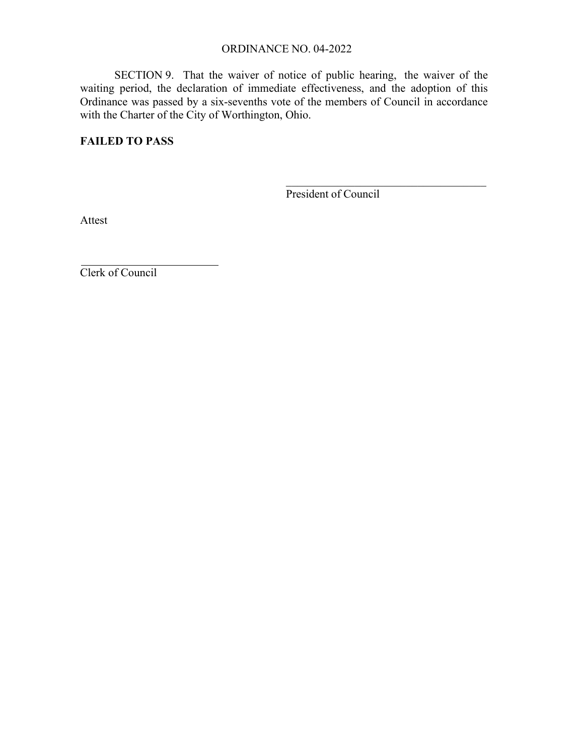ORDINANCE NO. 04-2022

SECTION 9. That the waiver of notice of public hearing, the waiver of the waiting period, the declaration of immediate effectiveness, and the adoption of this Ordinance was passed by a six-sevenths vote of the members of Council in accordance with the Charter of the City of Worthington, Ohio.

**FAILED TO PASS**

\_\_\_\_\_\_\_\_\_\_\_\_\_\_\_\_\_\_\_\_\_\_\_\_\_\_\_\_\_\_\_\_\_\_\_\_
President of Council

Attest

\_\_\_\_\_\_\_\_\_\_\_\_\_\_\_\_\_\_\_\_\_\_\_\_\_
Clerk of Council